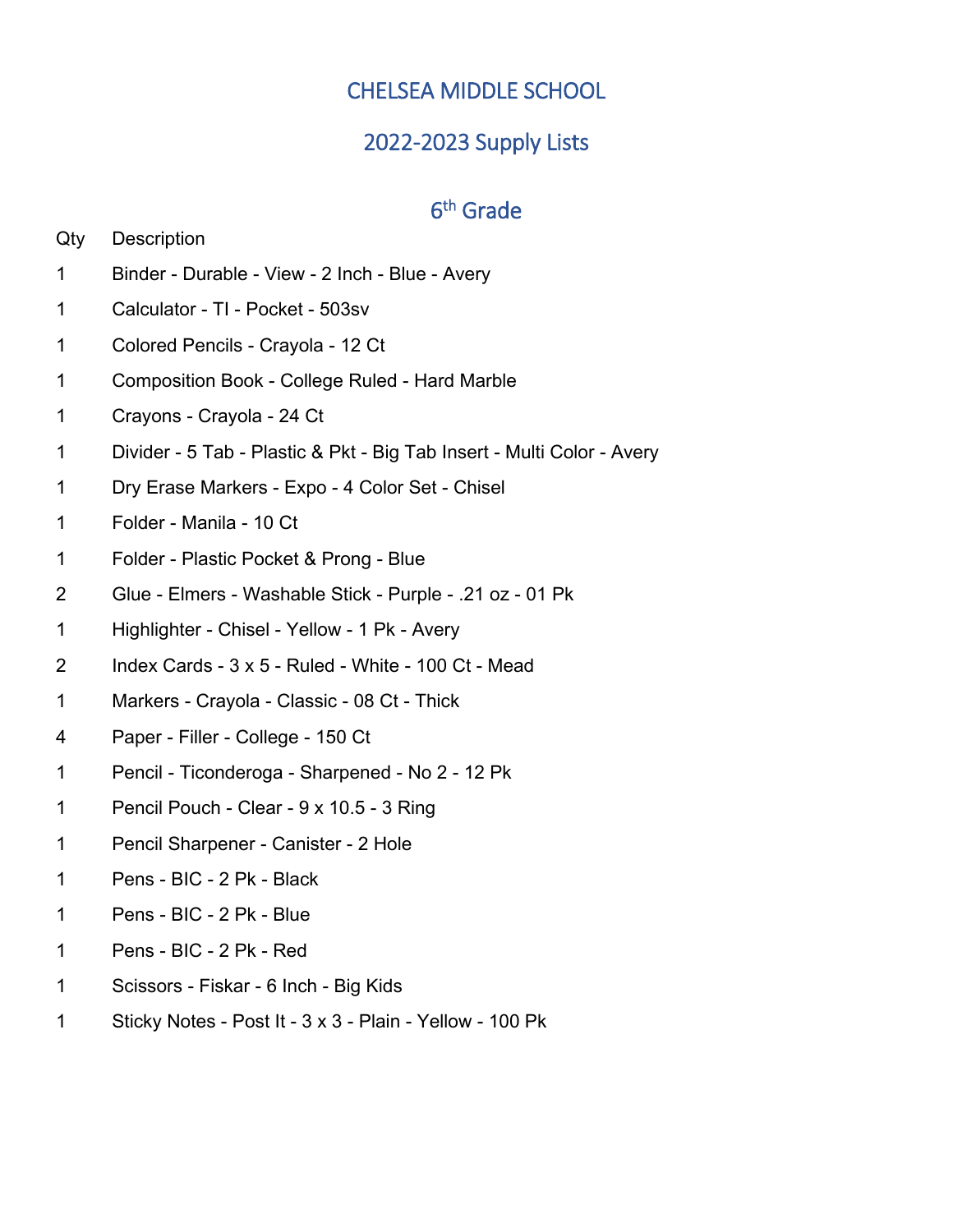# CHELSEA MIDDLE SCHOOL

## 2022-2023 Supply Lists

### 6th Grade

| Qty | Description |
| --- | --- |
| 1 | Binder - Durable - View - 2 Inch - Blue - Avery |
| 1 | Calculator - TI - Pocket - 503sv |
| 1 | Colored Pencils - Crayola - 12 Ct |
| 1 | Composition Book - College Ruled - Hard Marble |
| 1 | Crayons - Crayola - 24 Ct |
| 1 | Divider - 5 Tab - Plastic & Pkt - Big Tab Insert - Multi Color - Avery |
| 1 | Dry Erase Markers - Expo - 4 Color Set - Chisel |
| 1 | Folder - Manila - 10 Ct |
| 1 | Folder - Plastic Pocket & Prong - Blue |
| 2 | Glue - Elmers - Washable Stick - Purple - .21 oz - 01 Pk |
| 1 | Highlighter - Chisel - Yellow - 1 Pk - Avery |
| 2 | Index Cards - 3 x 5 - Ruled - White - 100 Ct - Mead |
| 1 | Markers - Crayola - Classic - 08 Ct - Thick |
| 4 | Paper - Filler - College - 150 Ct |
| 1 | Pencil - Ticonderoga - Sharpened - No 2 - 12 Pk |
| 1 | Pencil Pouch - Clear - 9 x 10.5 - 3 Ring |
| 1 | Pencil Sharpener - Canister - 2 Hole |
| 1 | Pens - BIC - 2 Pk - Black |
| 1 | Pens - BIC - 2 Pk - Blue |
| 1 | Pens - BIC - 2 Pk - Red |
| 1 | Scissors - Fiskar - 6 Inch - Big Kids |
| 1 | Sticky Notes - Post It - 3 x 3 - Plain - Yellow - 100 Pk |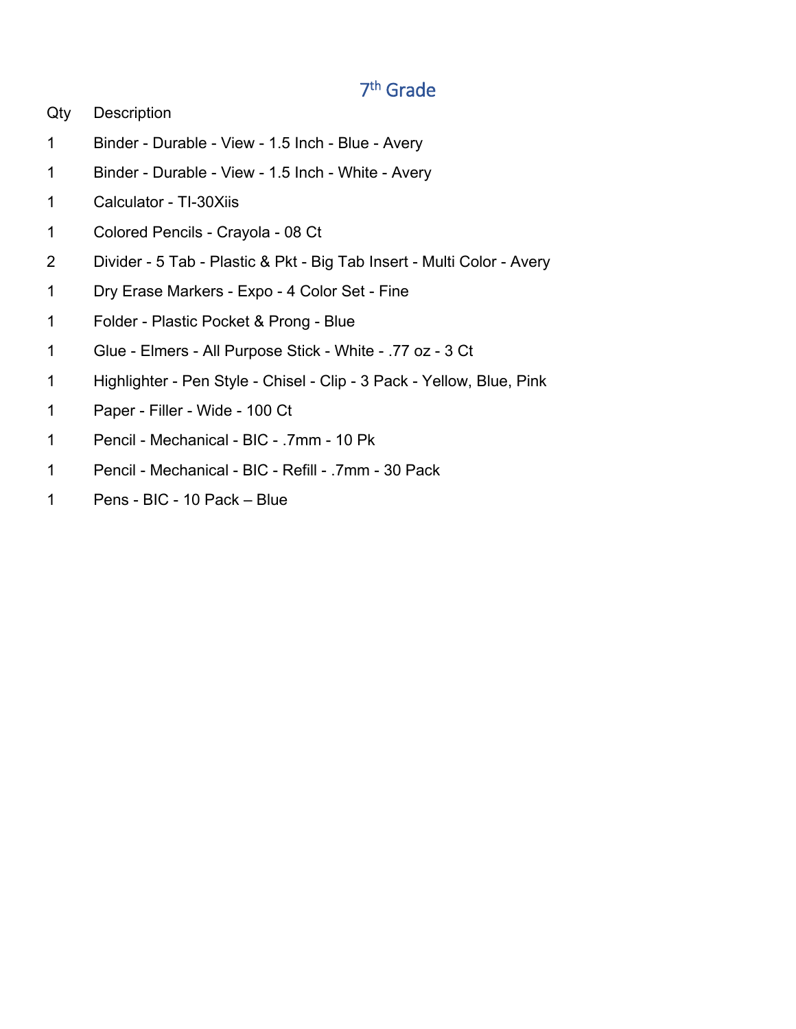## 7th Grade

| Qty | Description |
|---|---|
| 1 | Binder - Durable - View - 1.5 Inch - Blue - Avery |
| 1 | Binder - Durable - View - 1.5 Inch - White - Avery |
| 1 | Calculator - TI-30Xiis |
| 1 | Colored Pencils - Crayola - 08 Ct |
| 2 | Divider - 5 Tab - Plastic & Pkt - Big Tab Insert - Multi Color - Avery |
| 1 | Dry Erase Markers - Expo - 4 Color Set - Fine |
| 1 | Folder - Plastic Pocket & Prong - Blue |
| 1 | Glue - Elmers - All Purpose Stick - White - .77 oz - 3 Ct |
| 1 | Highlighter - Pen Style - Chisel - Clip - 3 Pack - Yellow, Blue, Pink |
| 1 | Paper - Filler - Wide - 100 Ct |
| 1 | Pencil - Mechanical - BIC - .7mm - 10 Pk |
| 1 | Pencil - Mechanical - BIC - Refill - .7mm - 30 Pack |
| 1 | Pens - BIC - 10 Pack – Blue |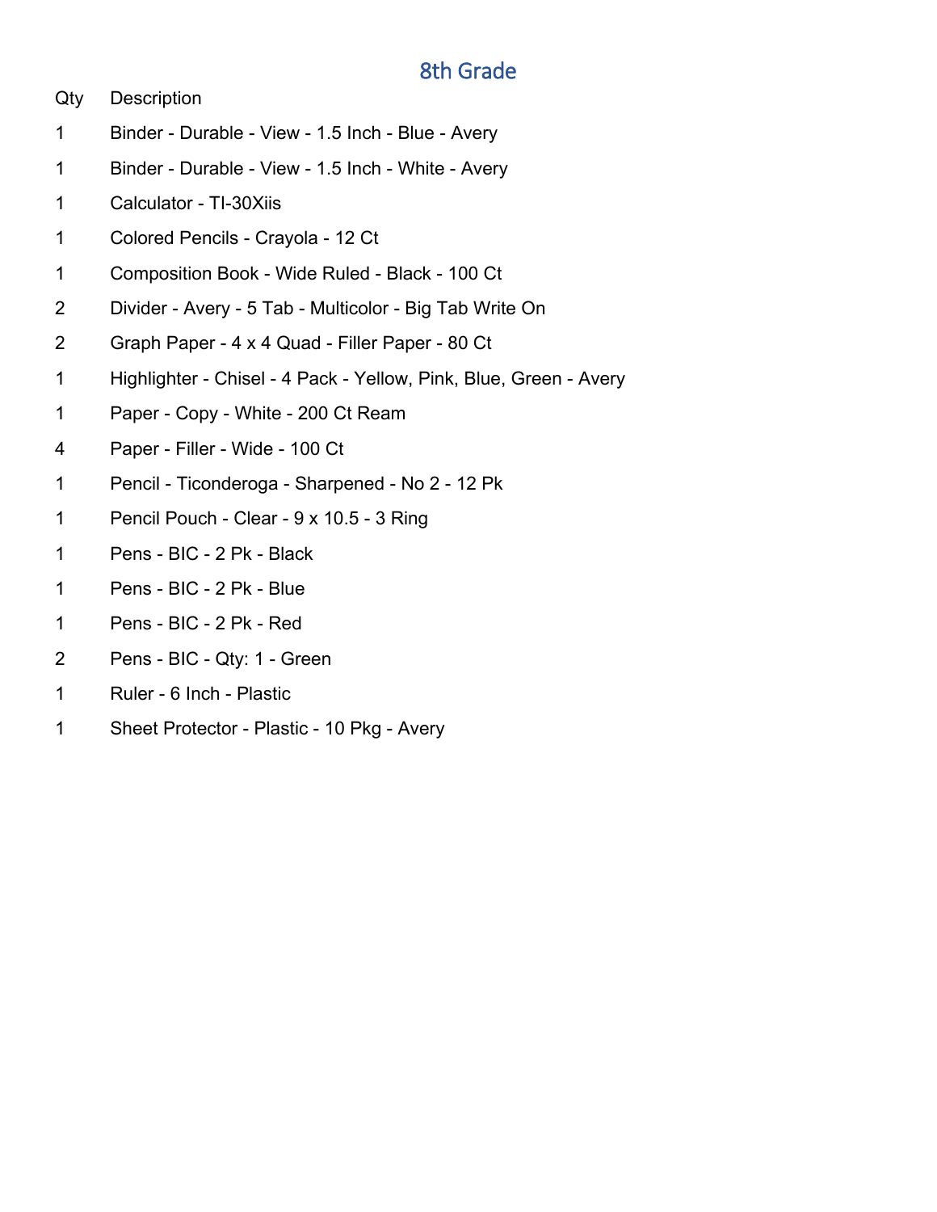## 8th Grade

| Qty | Description |
| --- | --- |
| 1 | Binder - Durable - View - 1.5 Inch - Blue - Avery |
| 1 | Binder - Durable - View - 1.5 Inch - White - Avery |
| 1 | Calculator - TI-30Xiis |
| 1 | Colored Pencils - Crayola - 12 Ct |
| 1 | Composition Book - Wide Ruled - Black - 100 Ct |
| 2 | Divider - Avery - 5 Tab - Multicolor - Big Tab Write On |
| 2 | Graph Paper - 4 x 4 Quad - Filler Paper - 80 Ct |
| 1 | Highlighter - Chisel - 4 Pack - Yellow, Pink, Blue, Green - Avery |
| 1 | Paper - Copy - White - 200 Ct Ream |
| 4 | Paper - Filler - Wide - 100 Ct |
| 1 | Pencil - Ticonderoga - Sharpened - No 2 - 12 Pk |
| 1 | Pencil Pouch - Clear - 9 x 10.5 - 3 Ring |
| 1 | Pens - BIC - 2 Pk - Black |
| 1 | Pens - BIC - 2 Pk - Blue |
| 1 | Pens - BIC - 2 Pk - Red |
| 2 | Pens - BIC - Qty: 1 - Green |
| 1 | Ruler - 6 Inch - Plastic |
| 1 | Sheet Protector - Plastic - 10 Pkg - Avery |